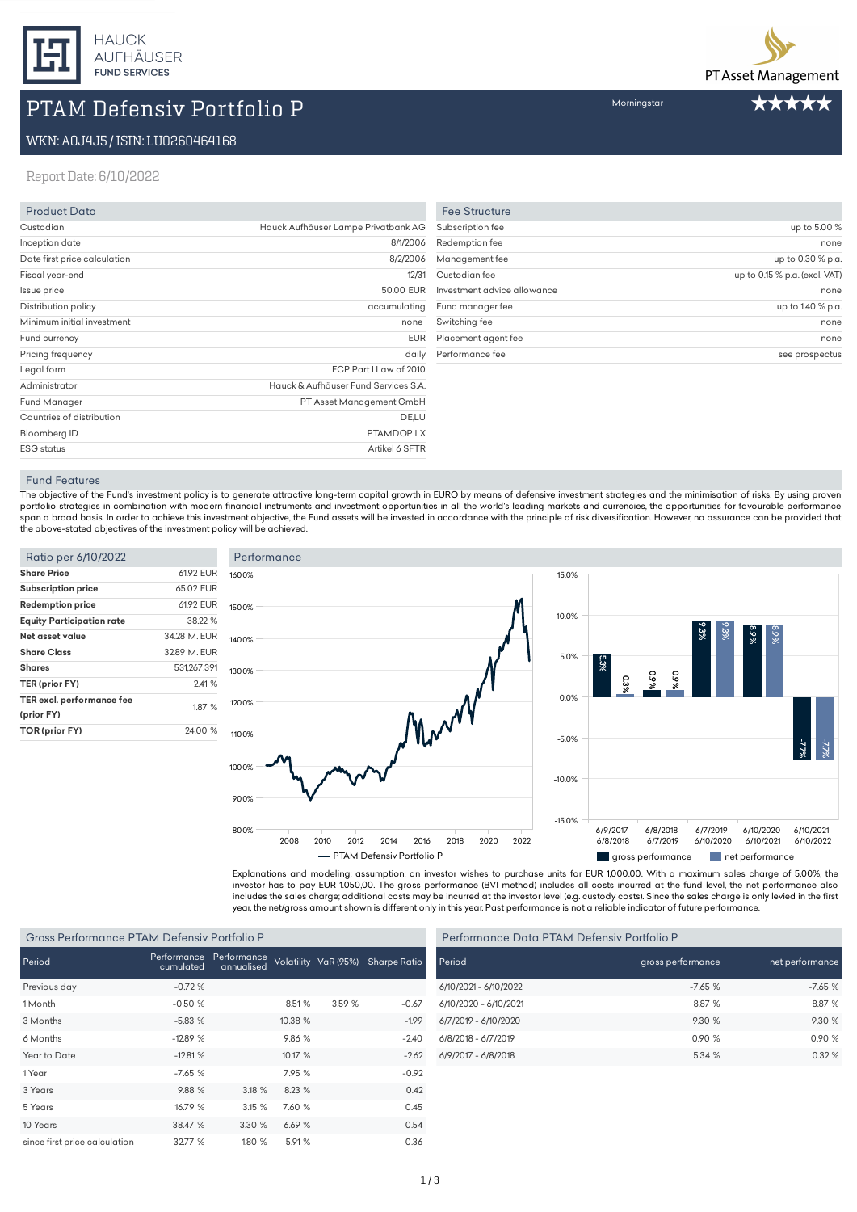HAUCK AUFHÄUSER FUND SERVICES

PT Asset Management

# PTAM Defensiv Portfolio P

Morningstar ★★★★★

WKN: A0J4J5 / ISIN: LU0260464168

Report Date: 6/10/2022

## Product Data

| | |
|---|---|
| Custodian | Hauck Aufhäuser Lampe Privatbank AG |
| Inception date | 8/1/2006 |
| Date first price calculation | 8/2/2006 |
| Fiscal year-end | 12/31 |
| Issue price | 50.00 EUR |
| Distribution policy | accumulating |
| Minimum initial investment | none |
| Fund currency | EUR |
| Pricing frequency | daily |
| Legal form | FCP Part I Law of 2010 |
| Administrator | Hauck & Aufhäuser Fund Services S.A. |
| Fund Manager | PT Asset Management GmbH |
| Countries of distribution | DE,LU |
| Bloomberg ID | PTAMDOP LX |
| ESG status | Artikel 6 SFTR |

## Fee Structure

| | |
|---|---|
| Subscription fee | up to 5.00 % |
| Redemption fee | none |
| Management fee | up to 0.30 % p.a. |
| Custodian fee | up to 0.15 % p.a. (excl. VAT) |
| Investment advice allowance | none |
| Fund manager fee | up to 1.40 % p.a. |
| Switching fee | none |
| Placement agent fee | none |
| Performance fee | see prospectus |

## Fund Features

The objective of the Fund's investment policy is to generate attractive long-term capital growth in EURO by means of defensive investment strategies and the minimisation of risks. By using proven portfolio strategies in combination with modern financial instruments and investment opportunities in all the world's leading markets and currencies, the opportunities for favourable performance span a broad basis. In order to achieve this investment objective, the Fund assets will be invested in accordance with the principle of risk diversification. However, no assurance can be provided that the above-stated objectives of the investment policy will be achieved.

## Ratio per 6/10/2022

| | |
|---|---|
| **Share Price** | 61.92 EUR |
| **Subscription price** | 65.02 EUR |
| **Redemption price** | 61.92 EUR |
| **Equity Participation rate** | 38.22 % |
| **Net asset value** | 34.28 M. EUR |
| **Share Class** | 32.89 M. EUR |
| **Shares** | 531,267.391 |
| **TER (prior FY)** | 2.41 % |
| **TER excl. performance fee (prior FY)** | 1.87 % |
| **TOR (prior FY)** | 24.00 % |

## Performance

| Period | gross performance | net performance |
|---|---|---|
| 6/9/2017-6/8/2018 | 5.3% | 0.3% |
| 6/8/2018-6/7/2019 | 0.9% | 0.9% |
| 6/7/2019-6/10/2020 | 9.3% | 9.3% |
| 6/10/2020-6/10/2021 | 8.9% | 8.9% |
| 6/10/2021-6/10/2022 | -7.7% | -7.7% |

— PTAM Defensiv Portfolio P

Explanations and modeling; assumption: an investor wishes to purchase units for EUR 1,000.00. With a maximum sales charge of 5,00%, the investor has to pay EUR 1.050,00. The gross performance (BVI method) includes all costs incurred at the fund level, the net performance also includes the sales charge; additional costs may be incurred at the investor level (e.g. custody costs). Since the sales charge is only levied in the first year, the net/gross amount shown is different only in this year. Past performance is not a reliable indicator of future performance.

## Gross Performance PTAM Defensiv Portfolio P

| Period | Performance cumulated | Performance annualised | Volatility | VaR (95%) | Sharpe Ratio |
|---|---|---|---|---|---|
| Previous day | -0.72 % | | | | |
| 1 Month | -0.50 % | | 8.51 % | 3.59 % | -0.67 |
| 3 Months | -5.83 % | | 10.38 % | | -1.99 |
| 6 Months | -12.89 % | | 9.86 % | | -2.40 |
| Year to Date | -12.81 % | | 10.17 % | | -2.62 |
| 1 Year | -7.65 % | | 7.95 % | | -0.92 |
| 3 Years | 9.88 % | 3.18 % | 8.23 % | | 0.42 |
| 5 Years | 16.79 % | 3.15 % | 7.60 % | | 0.45 |
| 10 Years | 38.47 % | 3.30 % | 6.69 % | | 0.54 |
| since first price calculation | 32.77 % | 1.80 % | 5.91 % | | 0.36 |

## Performance Data PTAM Defensiv Portfolio P

| Period | gross performance | net performance |
|---|---|---|
| 6/10/2021 - 6/10/2022 | -7.65 % | -7.65 % |
| 6/10/2020 - 6/10/2021 | 8.87 % | 8.87 % |
| 6/7/2019 - 6/10/2020 | 9.30 % | 9.30 % |
| 6/8/2018 - 6/7/2019 | 0.90 % | 0.90 % |
| 6/9/2017 - 6/8/2018 | 5.34 % | 0.32 % |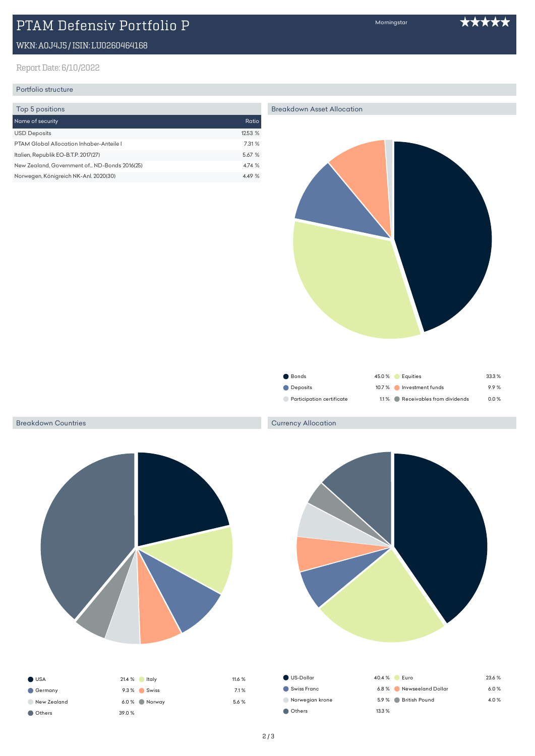# PTAM Defensiv Portfolio P

Morningstar ★★★★★

WKN: A0J4J5 / ISIN: LU0260464168

Report Date: 6/10/2022

## Portfolio structure

### Top 5 positions

| Name of security | Ratio |
|---|---|
| USD Deposits | 12.53 % |
| PTAM Global Allocation Inhaber-Anteile I | 7.31 % |
| Italien, Republik EO-B.T.P. 2017(27) | 5.67 % |
| New Zealand, Government of... ND-Bonds 2016(25) | 4.74 % |
| Norwegen, Königreich NK-Anl. 2020(30) | 4.49 % |

### Breakdown Asset Allocation

| Asset | Share | Asset | Share |
|---|---|---|---|
| Bonds | 45.0 % | Equities | 33.3 % |
| Deposits | 10.7 % | Investment funds | 9.9 % |
| Participation certificate | 1.1 % | Receivables from dividends | 0.0 % |

### Breakdown Countries

| Country | Share | Country | Share |
|---|---|---|---|
| USA | 21.4 % | Italy | 11.6 % |
| Germany | 9.3 % | Swiss | 7.1 % |
| New Zealand | 6.0 % | Norway | 5.6 % |
| Others | 39.0 % | | |

### Currency Allocation

| Currency | Share | Currency | Share |
|---|---|---|---|
| US-Dollar | 40.4 % | Euro | 23.6 % |
| Swiss Franc | 6.8 % | Newseeland Dollar | 6.0 % |
| Norwegian krone | 5.9 % | British Pound | 4.0 % |
| Others | 13.3 % | | |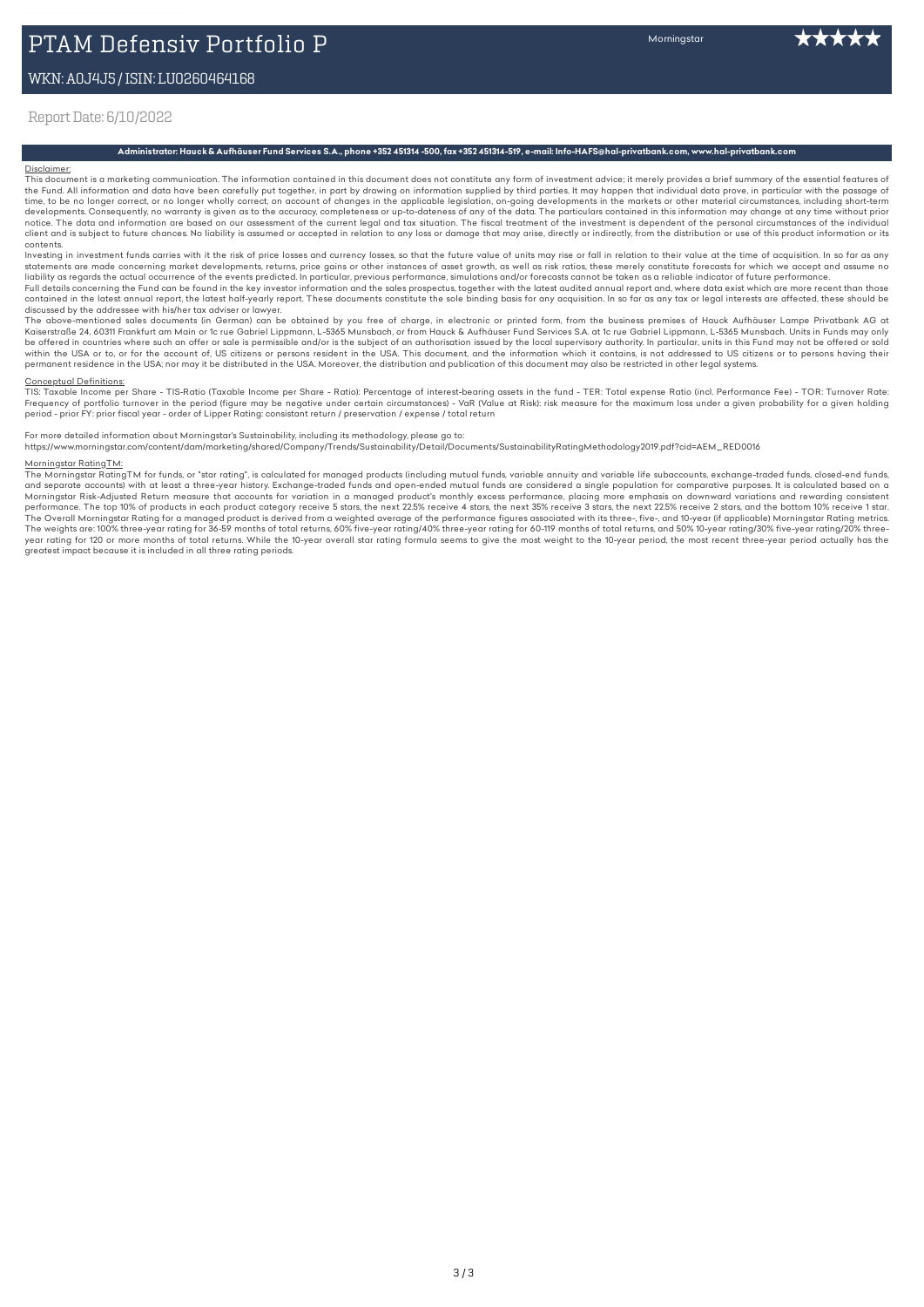# PTAM Defensiv Portfolio P

Morningstar ★★★★★

WKN: A0J4J5 / ISIN: LU0260464168

Report Date: 6/10/2022

**Administrator: Hauck & Aufhäuser Fund Services S.A., phone +352 451314 -500, fax +352 451314-519, e-mail: Info-HAFS@hal-privatbank.com, www.hal-privatbank.com**

Disclaimer:

This document is a marketing communication. The information contained in this document does not constitute any form of investment advice; it merely provides a brief summary of the essential features of the Fund. All information and data have been carefully put together, in part by drawing on information supplied by third parties. It may happen that individual data prove, in particular with the passage of time, to be no longer correct, or no longer wholly correct, on account of changes in the applicable legislation, on-going developments in the markets or other material circumstances, including short-term developments. Consequently, no warranty is given as to the accuracy, completeness or up-to-dateness of any of the data. The particulars contained in this information may change at any time without prior notice. The data and information are based on our assessment of the current legal and tax situation. The fiscal treatment of the investment is dependent of the personal circumstances of the individual client and is subject to future chances. No liability is assumed or accepted in relation to any loss or damage that may arise, directly or indirectly, from the distribution or use of this product information or its contents.

Investing in investment funds carries with it the risk of price losses and currency losses, so that the future value of units may rise or fall in relation to their value at the time of acquisition. In so far as any statements are made concerning market developments, returns, price gains or other instances of asset growth, as well as risk ratios, these merely constitute forecasts for which we accept and assume no liability as regards the actual occurrence of the events predicted. In particular, previous performance, simulations and/or forecasts cannot be taken as a reliable indicator of future performance.

Full details concerning the Fund can be found in the key investor information and the sales prospectus, together with the latest audited annual report and, where data exist which are more recent than those contained in the latest annual report, the latest half-yearly report. These documents constitute the sole binding basis for any acquisition. In so far as any tax or legal interests are affected, these should be discussed by the addressee with his/her tax adviser or lawyer.

The above-mentioned sales documents (in German) can be obtained by you free of charge, in electronic or printed form, from the business premises of Hauck Aufhäuser Lampe Privatbank AG at Kaiserstraße 24, 60311 Frankfurt am Main or 1c rue Gabriel Lippmann, L-5365 Munsbach, or from Hauck & Aufhäuser Fund Services S.A. at 1c rue Gabriel Lippmann, L-5365 Munsbach. Units in Funds may only be offered in countries where such an offer or sale is permissible and/or is the subject of an authorisation issued by the local supervisory authority. In particular, units in this Fund may not be offered or sold within the USA or to, or for the account of, US citizens or persons resident in the USA. This document, and the information which it contains, is not addressed to US citizens or to persons having their permanent residence in the USA; nor may it be distributed in the USA. Moreover, the distribution and publication of this document may also be restricted in other legal systems.

Conceptual Definitions:

TIS: Taxable Income per Share - TIS-Ratio (Taxable Income per Share - Ratio): Percentage of interest-bearing assets in the fund - TER: Total expense Ratio (incl. Performance Fee) - TOR: Turnover Rate: Frequency of portfolio turnover in the period (figure may be negative under certain circumstances) - VaR (Value at Risk): risk measure for the maximum loss under a given probability for a given holding period - prior FY: prior fiscal year - order of Lipper Rating: consistant return / preservation / expense / total return

For more detailed information about Morningstar's Sustainability, including its methodology, please go to:
https://www.morningstar.com/content/dam/marketing/shared/Company/Trends/Sustainability/Detail/Documents/SustainabilityRatingMethodology2019.pdf?cid=AEM_RED0016

Morningstar RatingTM:

The Morningstar RatingTM for funds, or "star rating", is calculated for managed products (including mutual funds, variable annuity and variable life subaccounts, exchange-traded funds, closed-end funds, and separate accounts) with at least a three-year history. Exchange-traded funds and open-ended mutual funds are considered a single population for comparative purposes. It is calculated based on a Morningstar Risk-Adjusted Return measure that accounts for variation in a managed product's monthly excess performance, placing more emphasis on downward variations and rewarding consistent performance. The top 10% of products in each product category receive 5 stars, the next 22.5% receive 4 stars, the next 35% receive 3 stars, the next 22.5% receive 2 stars, and the bottom 10% receive 1 star. The Overall Morningstar Rating for a managed product is derived from a weighted average of the performance figures associated with its three-, five-, and 10-year (if applicable) Morningstar Rating metrics. The weights are: 100% three-year rating for 36-59 months of total returns, 60% five-year rating/40% three-year rating for 60-119 months of total returns, and 50% 10-year rating/30% five-year rating/20% three-year rating for 120 or more months of total returns. While the 10-year overall star rating formula seems to give the most weight to the 10-year period, the most recent three-year period actually has the greatest impact because it is included in all three rating periods.